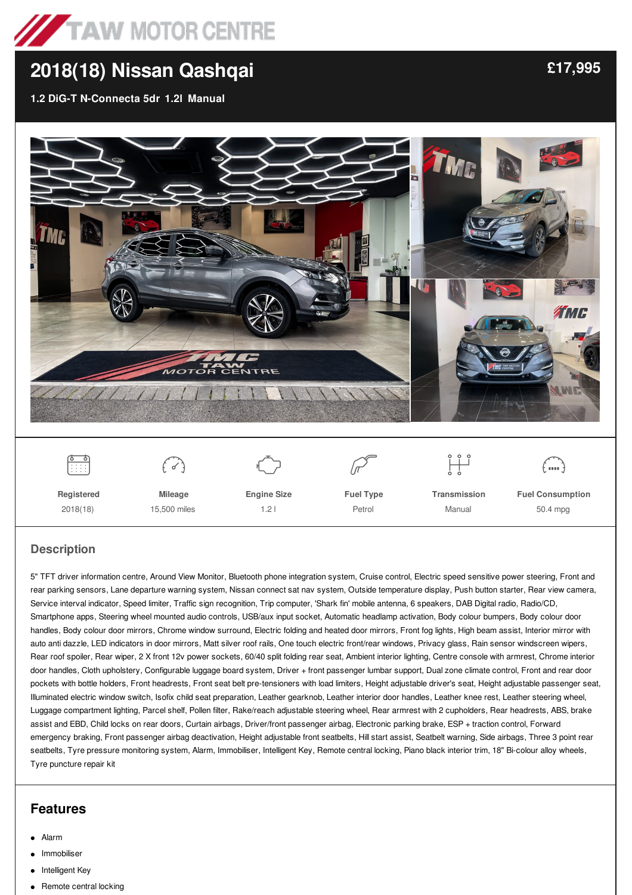TAW MOTOR CENTRE

# 2018(18) Nissan Qashqai

**£17,995**

**1.2 DiG-T N-Connecta 5dr 1.2l Manual**

| Registered | Mileage | Engine Size | Fuel Type | Transmission | Fuel Consumption |
|---|---|---|---|---|---|
| 2018(18) | 15,500 miles | 1.2 l | Petrol | Manual | 50.4 mpg |

## Description

5" TFT driver information centre, Around View Monitor, Bluetooth phone integration system, Cruise control, Electric speed sensitive power steering, Front and rear parking sensors, Lane departure warning system, Nissan connect sat nav system, Outside temperature display, Push button starter, Rear view camera, Service interval indicator, Speed limiter, Traffic sign recognition, Trip computer, 'Shark fin' mobile antenna, 6 speakers, DAB Digital radio, Radio/CD, Smartphone apps, Steering wheel mounted audio controls, USB/aux input socket, Automatic headlamp activation, Body colour bumpers, Body colour door handles, Body colour door mirrors, Chrome window surround, Electric folding and heated door mirrors, Front fog lights, High beam assist, Interior mirror with auto anti dazzle, LED indicators in door mirrors, Matt silver roof rails, One touch electric front/rear windows, Privacy glass, Rain sensor windscreen wipers, Rear roof spoiler, Rear wiper, 2 X front 12v power sockets, 60/40 split folding rear seat, Ambient interior lighting, Centre console with armrest, Chrome interior door handles, Cloth upholstery, Configurable luggage board system, Driver + front passenger lumbar support, Dual zone climate control, Front and rear door pockets with bottle holders, Front headrests, Front seat belt pre-tensioners with load limiters, Height adjustable driver's seat, Height adjustable passenger seat, Illuminated electric window switch, Isofix child seat preparation, Leather gearknob, Leather interior door handles, Leather knee rest, Leather steering wheel, Luggage compartment lighting, Parcel shelf, Pollen filter, Rake/reach adjustable steering wheel, Rear armrest with 2 cupholders, Rear headrests, ABS, brake assist and EBD, Child locks on rear doors, Curtain airbags, Driver/front passenger airbag, Electronic parking brake, ESP + traction control, Forward emergency braking, Front passenger airbag deactivation, Height adjustable front seatbelts, Hill start assist, Seatbelt warning, Side airbags, Three 3 point rear seatbelts, Tyre pressure monitoring system, Alarm, Immobiliser, Intelligent Key, Remote central locking, Piano black interior trim, 18" Bi-colour alloy wheels, Tyre puncture repair kit

## Features

- Alarm
- Immobiliser
- Intelligent Key
- Remote central locking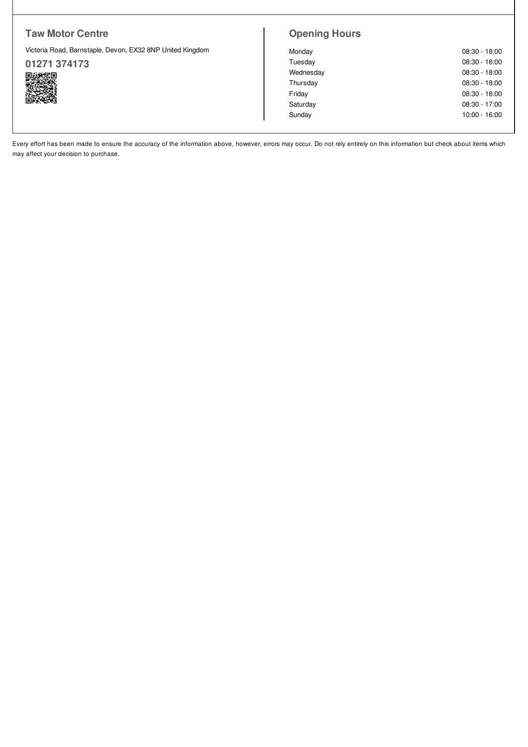## Taw Motor Centre

Victoria Road, Barnstaple, Devon, EX32 8NP United Kingdom

**01271 374173**

## Opening Hours

| | |
|---|---|
| Monday | 08:30 - 18:00 |
| Tuesday | 08:30 - 18:00 |
| Wednesday | 08:30 - 18:00 |
| Thursday | 08:30 - 18:00 |
| Friday | 08:30 - 18:00 |
| Saturday | 08:30 - 17:00 |
| Sunday | 10:00 - 16:00 |

Every effort has been made to ensure the accuracy of the information above, however, errors may occur. Do not rely entirely on this information but check about items which may affect your decision to purchase.